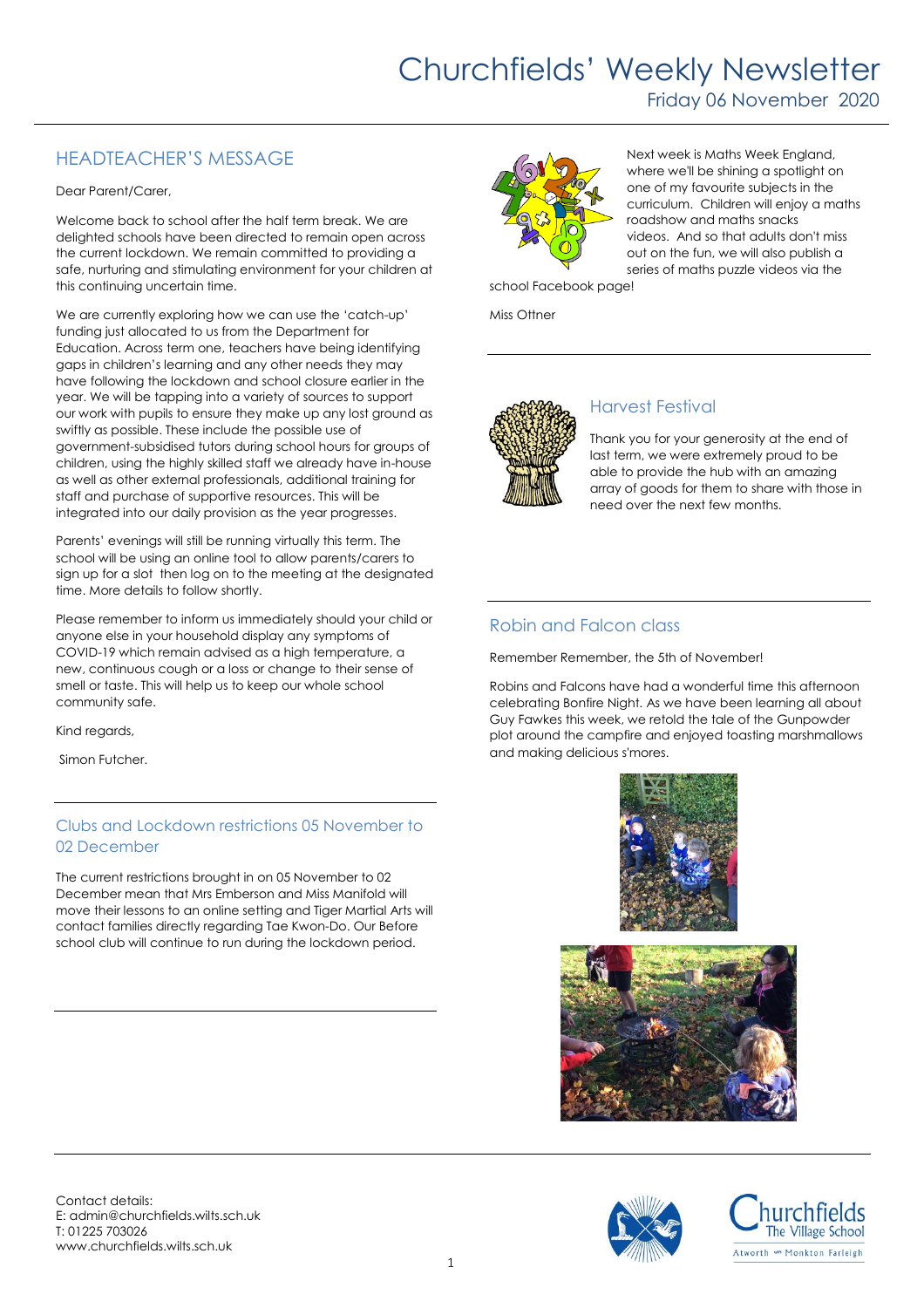# Churchfields' Weekly Newsletter

Friday 06 November 2020

## HEADTEACHER'S MESSAGE

Dear Parent/Carer,

Welcome back to school after the half term break. We are delighted schools have been directed to remain open across the current lockdown. We remain committed to providing a safe, nurturing and stimulating environment for your children at this continuing uncertain time.

We are currently exploring how we can use the 'catch-up' funding just allocated to us from the Department for Education. Across term one, teachers have being identifying gaps in children's learning and any other needs they may have following the lockdown and school closure earlier in the year. We will be tapping into a variety of sources to support our work with pupils to ensure they make up any lost ground as swiftly as possible. These include the possible use of government-subsidised tutors during school hours for groups of children, using the highly skilled staff we already have in-house as well as other external professionals, additional training for staff and purchase of supportive resources. This will be integrated into our daily provision as the year progresses.

Parents' evenings will still be running virtually this term. The school will be using an online tool to allow parents/carers to sign up for a slot then log on to the meeting at the designated time. More details to follow shortly.

Please remember to inform us immediately should your child or anyone else in your household display any symptoms of COVID-19 which remain advised as a high temperature, a new, continuous cough or a loss or change to their sense of smell or taste. This will help us to keep our whole school community safe.

Kind regards,

Simon Futcher.

## Clubs and Lockdown restrictions 05 November to 02 December

The current restrictions brought in on 05 November to 02 December mean that Mrs Emberson and Miss Manifold will move their lessons to an online setting and Tiger Martial Arts will contact families directly regarding Tae Kwon-Do. Our Before school club will continue to run during the lockdown period.

---

Next week is Maths Week England, where we'll be shining a spotlight on one of my favourite subjects in the curriculum. Children will enjoy a maths roadshow and maths snacks videos. And so that adults don't miss out on the fun, we will also publish a series of maths puzzle videos via the school Facebook page!

Miss Ottner

## Harvest Festival

Thank you for your generosity at the end of last term, we were extremely proud to be able to provide the hub with an amazing array of goods for them to share with those in need over the next few months.

## Robin and Falcon class

Remember Remember, the 5th of November!

Robins and Falcons have had a wonderful time this afternoon celebrating Bonfire Night. As we have been learning all about Guy Fawkes this week, we retold the tale of the Gunpowder plot around the campfire and enjoyed toasting marshmallows and making delicious s'mores.

---

Contact details:
E: admin@churchfields.wilts.sch.uk
T: 01225 703026
www.churchfields.wilts.sch.uk

Churchfields The Village School
Atworth and Monkton Farleigh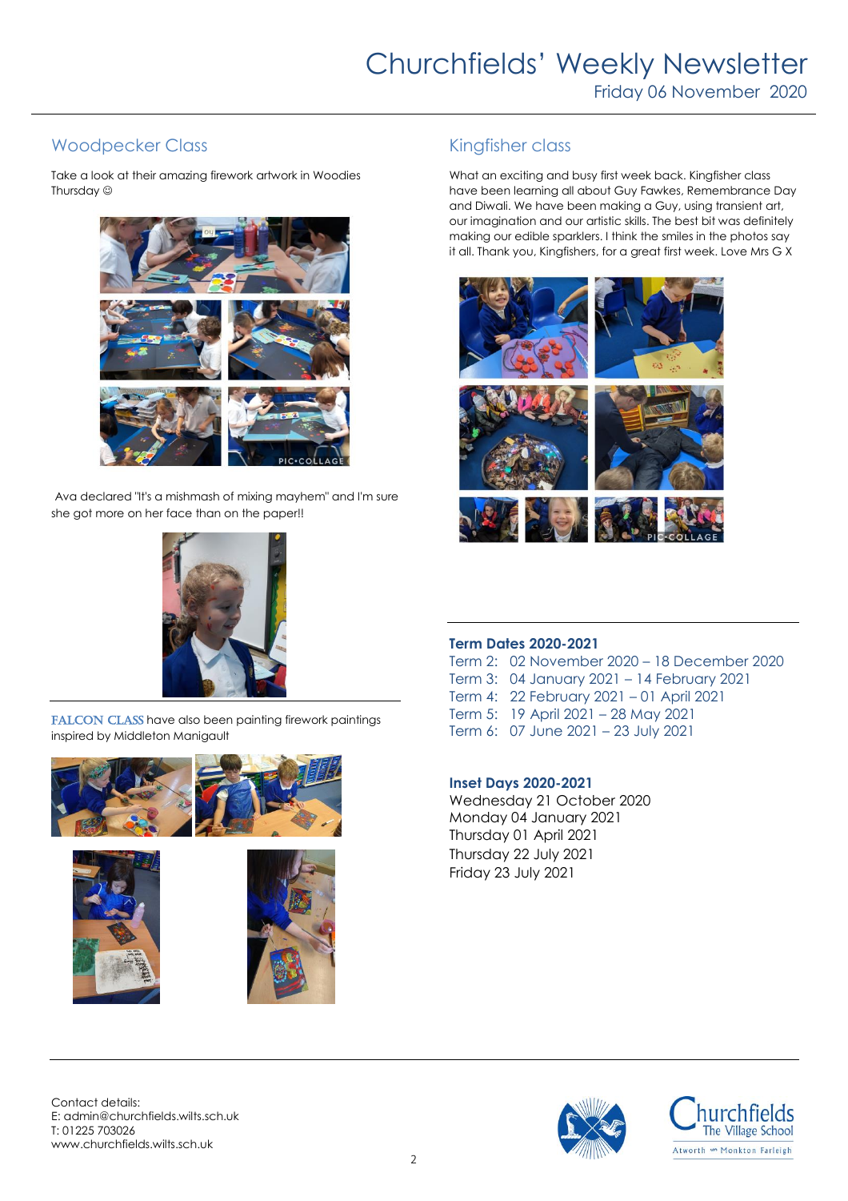# Churchfields' Weekly Newsletter

Friday 06 November 2020

## Woodpecker Class

Take a look at their amazing firework artwork in Woodies Thursday ☺

Ava declared "It's a mishmash of mixing mayhem" and I'm sure she got more on her face than on the paper!!

FALCON CLASS have also been painting firework paintings inspired by Middleton Manigault

## Kingfisher class

What an exciting and busy first week back. Kingfisher class have been learning all about Guy Fawkes, Remembrance Day and Diwali. We have been making a Guy, using transient art, our imagination and our artistic skills. The best bit was definitely making our edible sparklers. I think the smiles in the photos say it all. Thank you, Kingfishers, for a great first week. Love Mrs G X

**Term Dates 2020-2021**

Term 2: 02 November 2020 – 18 December 2020
Term 3: 04 January 2021 – 14 February 2021
Term 4: 22 February 2021 – 01 April 2021
Term 5: 19 April 2021 – 28 May 2021
Term 6: 07 June 2021 – 23 July 2021

**Inset Days 2020-2021**

Wednesday 21 October 2020
Monday 04 January 2021
Thursday 01 April 2021
Thursday 22 July 2021
Friday 23 July 2021

Contact details:
E: admin@churchfields.wilts.sch.uk
T: 01225 703026
www.churchfields.wilts.sch.uk

Churchfields The Village School
Atworth Monkton Farleigh